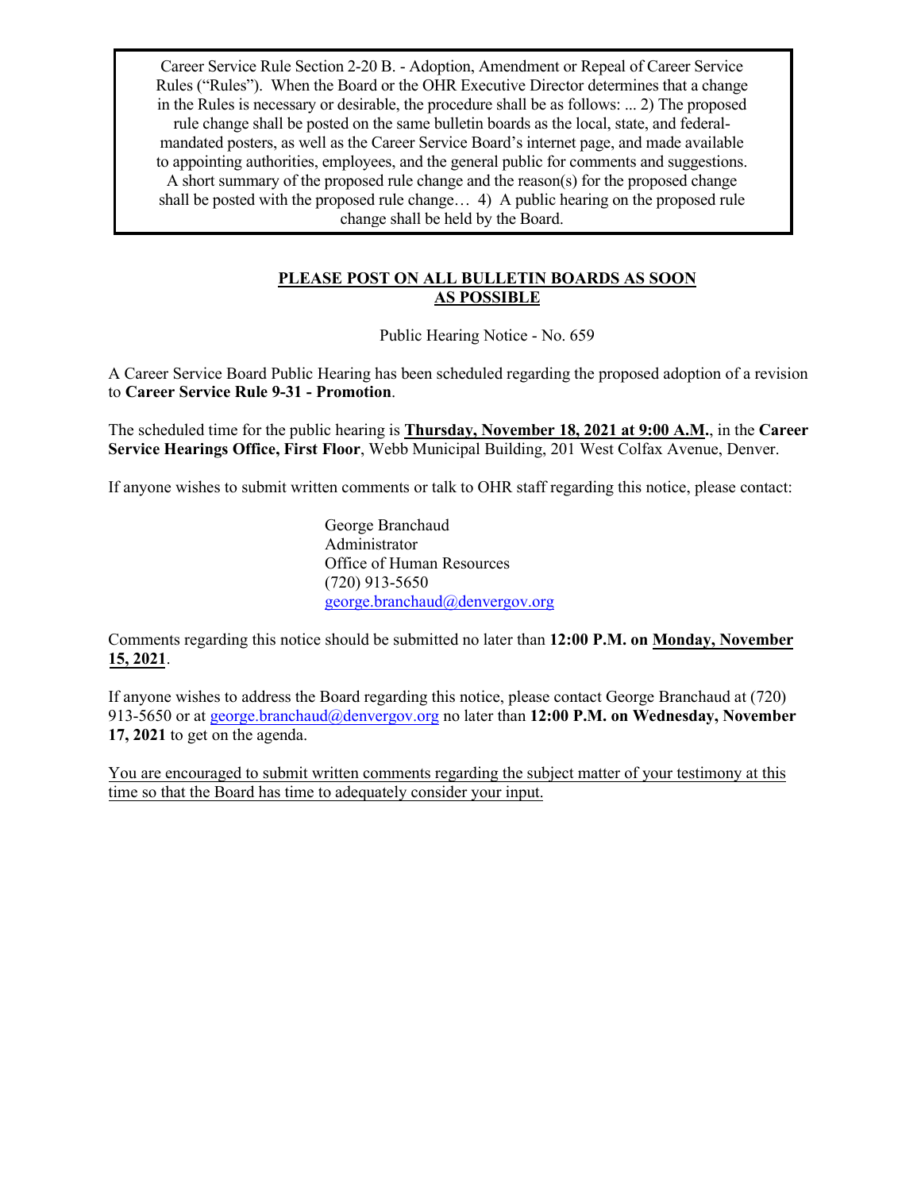Career Service Rule Section 2-20 B. - Adoption, Amendment or Repeal of Career Service Rules ("Rules"). When the Board or the OHR Executive Director determines that a change in the Rules is necessary or desirable, the procedure shall be as follows: ... 2) The proposed rule change shall be posted on the same bulletin boards as the local, state, and federal-mandated posters, as well as the Career Service Board's internet page, and made available to appointing authorities, employees, and the general public for comments and suggestions. A short summary of the proposed rule change and the reason(s) for the proposed change shall be posted with the proposed rule change… 4) A public hearing on the proposed rule change shall be held by the Board.

**PLEASE POST ON ALL BULLETIN BOARDS AS SOON AS POSSIBLE**

Public Hearing Notice - No. 659

A Career Service Board Public Hearing has been scheduled regarding the proposed adoption of a revision to **Career Service Rule 9-31 - Promotion**.

The scheduled time for the public hearing is **Thursday, November 18, 2021 at 9:00 A.M.**, in the **Career Service Hearings Office, First Floor**, Webb Municipal Building, 201 West Colfax Avenue, Denver.

If anyone wishes to submit written comments or talk to OHR staff regarding this notice, please contact:

George Branchaud
Administrator
Office of Human Resources
(720) 913-5650
george.branchaud@denvergov.org

Comments regarding this notice should be submitted no later than **12:00 P.M. on Monday, November 15, 2021**.

If anyone wishes to address the Board regarding this notice, please contact George Branchaud at (720) 913-5650 or at george.branchaud@denvergov.org no later than **12:00 P.M. on Wednesday, November 17, 2021** to get on the agenda.

You are encouraged to submit written comments regarding the subject matter of your testimony at this time so that the Board has time to adequately consider your input.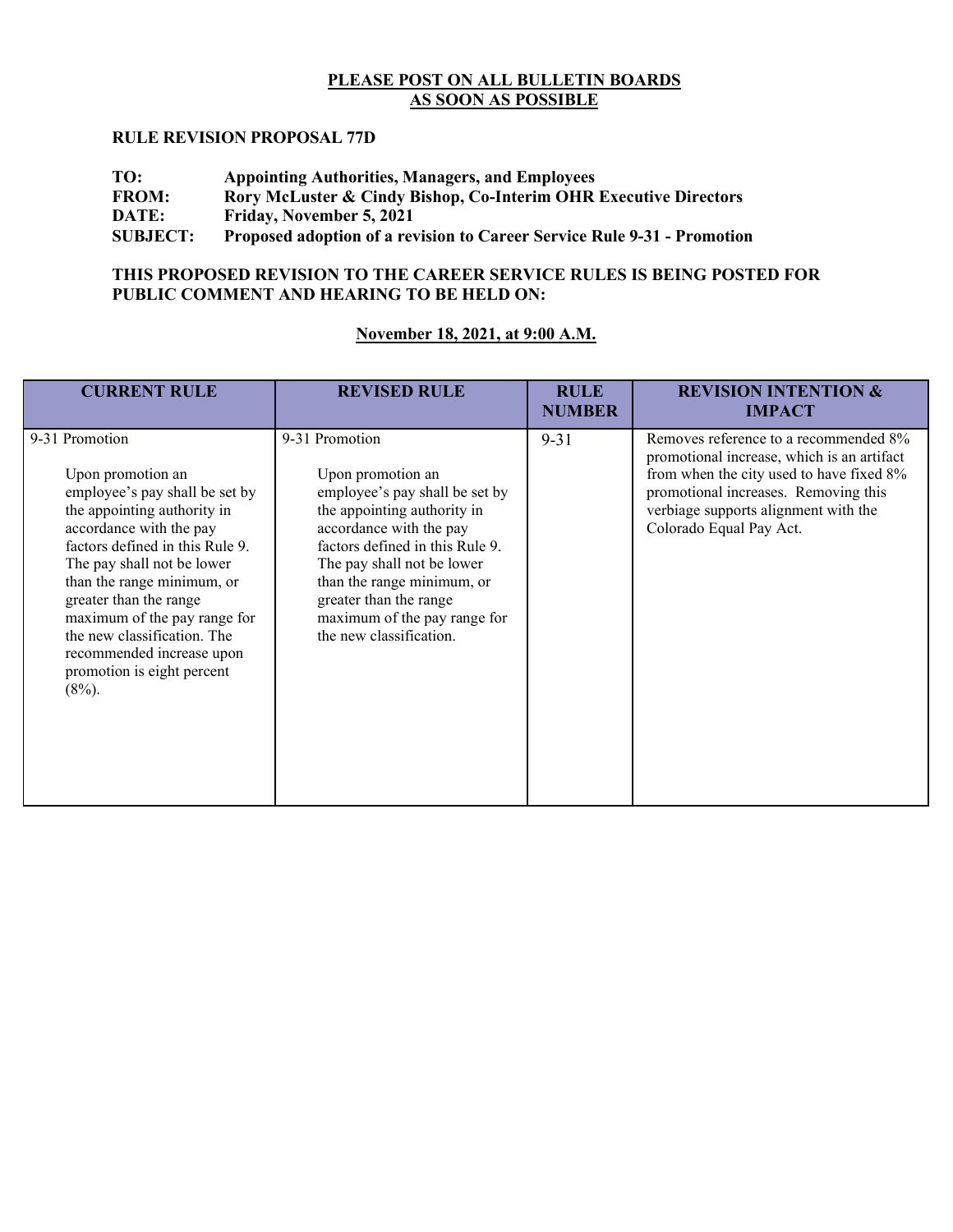**PLEASE POST ON ALL BULLETIN BOARDS**
**AS SOON AS POSSIBLE**

**RULE REVISION PROPOSAL 77D**

**TO:** Appointing Authorities, Managers, and Employees
**FROM:** Rory McLuster & Cindy Bishop, Co-Interim OHR Executive Directors
**DATE:** Friday, November 5, 2021
**SUBJECT:** Proposed adoption of a revision to Career Service Rule 9-31 - Promotion

**THIS PROPOSED REVISION TO THE CAREER SERVICE RULES IS BEING POSTED FOR PUBLIC COMMENT AND HEARING TO BE HELD ON:**

**November 18, 2021, at 9:00 A.M.**

| CURRENT RULE | REVISED RULE | RULE NUMBER | REVISION INTENTION & IMPACT |
|---|---|---|---|
| 9-31 Promotion<br><br>Upon promotion an employee's pay shall be set by the appointing authority in accordance with the pay factors defined in this Rule 9. The pay shall not be lower than the range minimum, or greater than the range maximum of the pay range for the new classification. The recommended increase upon promotion is eight percent (8%). | 9-31 Promotion<br><br>Upon promotion an employee's pay shall be set by the appointing authority in accordance with the pay factors defined in this Rule 9. The pay shall not be lower than the range minimum, or greater than the range maximum of the pay range for the new classification. | 9-31 | Removes reference to a recommended 8% promotional increase, which is an artifact from when the city used to have fixed 8% promotional increases. Removing this verbiage supports alignment with the Colorado Equal Pay Act. |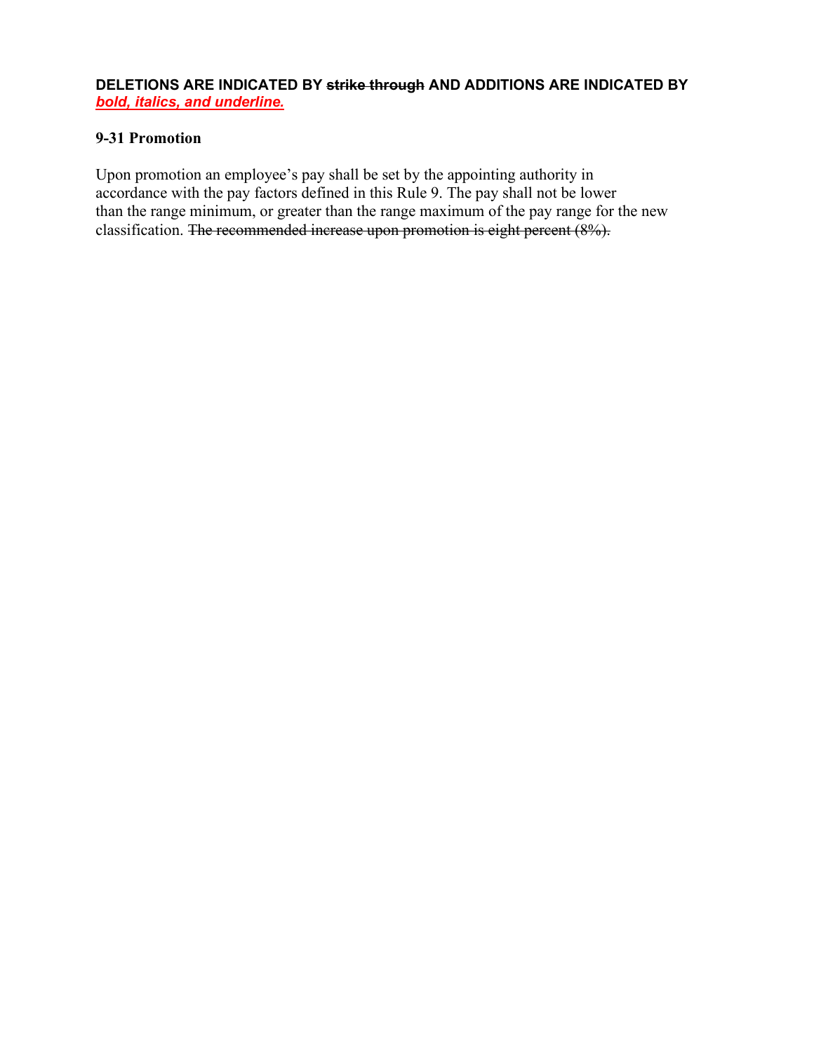**DELETIONS ARE INDICATED BY ~~strike through~~ AND ADDITIONS ARE INDICATED BY *<u>bold, italics, and underline.</u>***

### 9-31 Promotion

Upon promotion an employee's pay shall be set by the appointing authority in accordance with the pay factors defined in this Rule 9. The pay shall not be lower than the range minimum, or greater than the range maximum of the pay range for the new classification. ~~The recommended increase upon promotion is eight percent (8%).~~